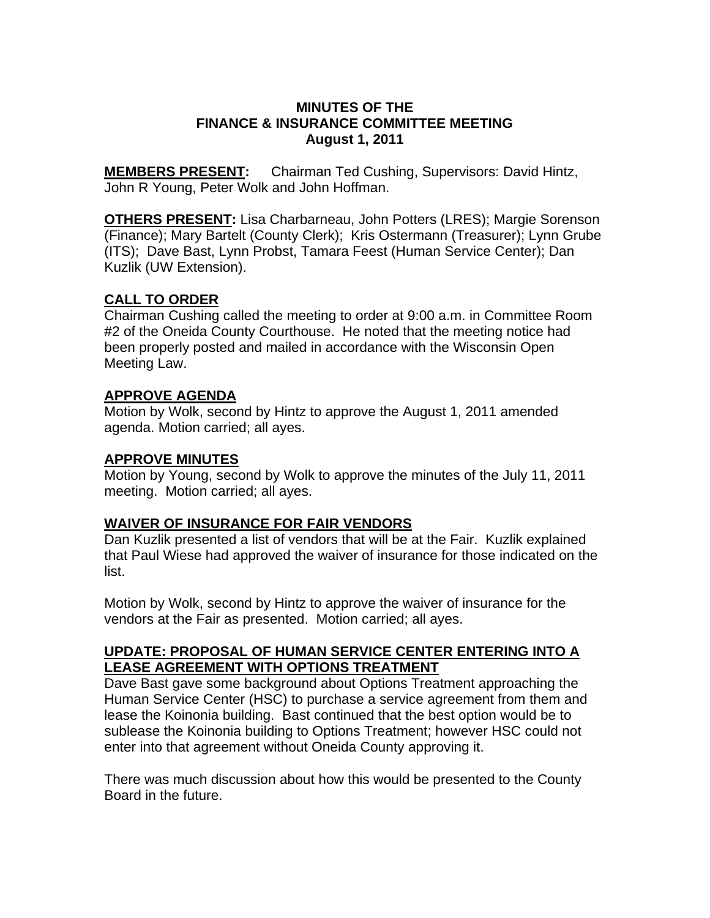**MINUTES OF THE**
**FINANCE & INSURANCE COMMITTEE MEETING**
**August 1, 2011**

**MEMBERS PRESENT:** Chairman Ted Cushing, Supervisors: David Hintz, John R Young, Peter Wolk and John Hoffman.

**OTHERS PRESENT:** Lisa Charbarneau, John Potters (LRES); Margie Sorenson (Finance); Mary Bartelt (County Clerk); Kris Ostermann (Treasurer); Lynn Grube (ITS); Dave Bast, Lynn Probst, Tamara Feest (Human Service Center); Dan Kuzlik (UW Extension).

**CALL TO ORDER**

Chairman Cushing called the meeting to order at 9:00 a.m. in Committee Room #2 of the Oneida County Courthouse. He noted that the meeting notice had been properly posted and mailed in accordance with the Wisconsin Open Meeting Law.

**APPROVE AGENDA**

Motion by Wolk, second by Hintz to approve the August 1, 2011 amended agenda. Motion carried; all ayes.

**APPROVE MINUTES**

Motion by Young, second by Wolk to approve the minutes of the July 11, 2011 meeting. Motion carried; all ayes.

**WAIVER OF INSURANCE FOR FAIR VENDORS**

Dan Kuzlik presented a list of vendors that will be at the Fair. Kuzlik explained that Paul Wiese had approved the waiver of insurance for those indicated on the list.

Motion by Wolk, second by Hintz to approve the waiver of insurance for the vendors at the Fair as presented. Motion carried; all ayes.

**UPDATE: PROPOSAL OF HUMAN SERVICE CENTER ENTERING INTO A LEASE AGREEMENT WITH OPTIONS TREATMENT**

Dave Bast gave some background about Options Treatment approaching the Human Service Center (HSC) to purchase a service agreement from them and lease the Koinonia building. Bast continued that the best option would be to sublease the Koinonia building to Options Treatment; however HSC could not enter into that agreement without Oneida County approving it.

There was much discussion about how this would be presented to the County Board in the future.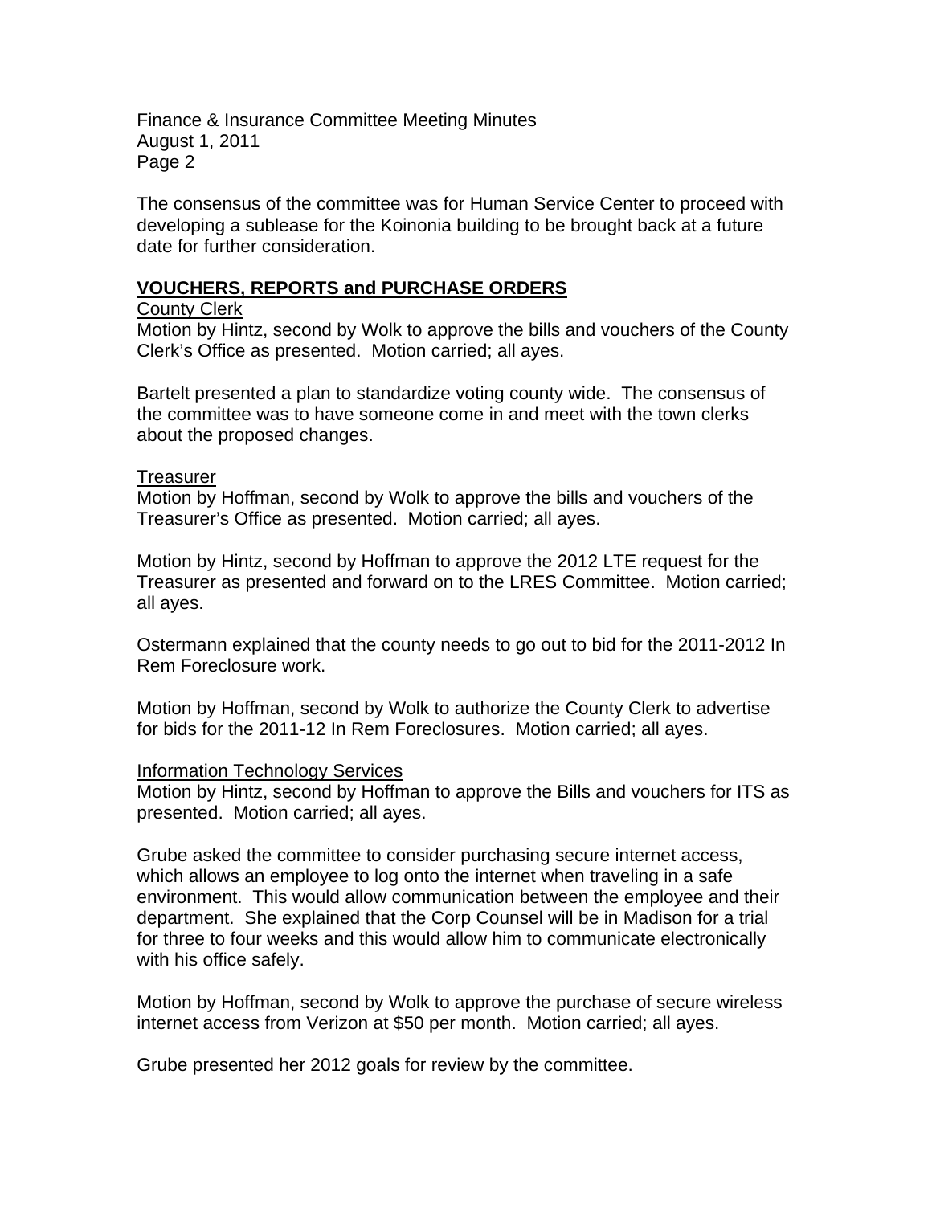The consensus of the committee was for Human Service Center to proceed with developing a sublease for the Koinonia building to be brought back at a future date for further consideration.

## VOUCHERS, REPORTS and PURCHASE ORDERS

County Clerk

Motion by Hintz, second by Wolk to approve the bills and vouchers of the County Clerk's Office as presented. Motion carried; all ayes.

Bartelt presented a plan to standardize voting county wide. The consensus of the committee was to have someone come in and meet with the town clerks about the proposed changes.

Treasurer

Motion by Hoffman, second by Wolk to approve the bills and vouchers of the Treasurer's Office as presented. Motion carried; all ayes.

Motion by Hintz, second by Hoffman to approve the 2012 LTE request for the Treasurer as presented and forward on to the LRES Committee. Motion carried; all ayes.

Ostermann explained that the county needs to go out to bid for the 2011-2012 In Rem Foreclosure work.

Motion by Hoffman, second by Wolk to authorize the County Clerk to advertise for bids for the 2011-12 In Rem Foreclosures. Motion carried; all ayes.

Information Technology Services

Motion by Hintz, second by Hoffman to approve the Bills and vouchers for ITS as presented. Motion carried; all ayes.

Grube asked the committee to consider purchasing secure internet access, which allows an employee to log onto the internet when traveling in a safe environment. This would allow communication between the employee and their department. She explained that the Corp Counsel will be in Madison for a trial for three to four weeks and this would allow him to communicate electronically with his office safely.

Motion by Hoffman, second by Wolk to approve the purchase of secure wireless internet access from Verizon at $50 per month. Motion carried; all ayes.

Grube presented her 2012 goals for review by the committee.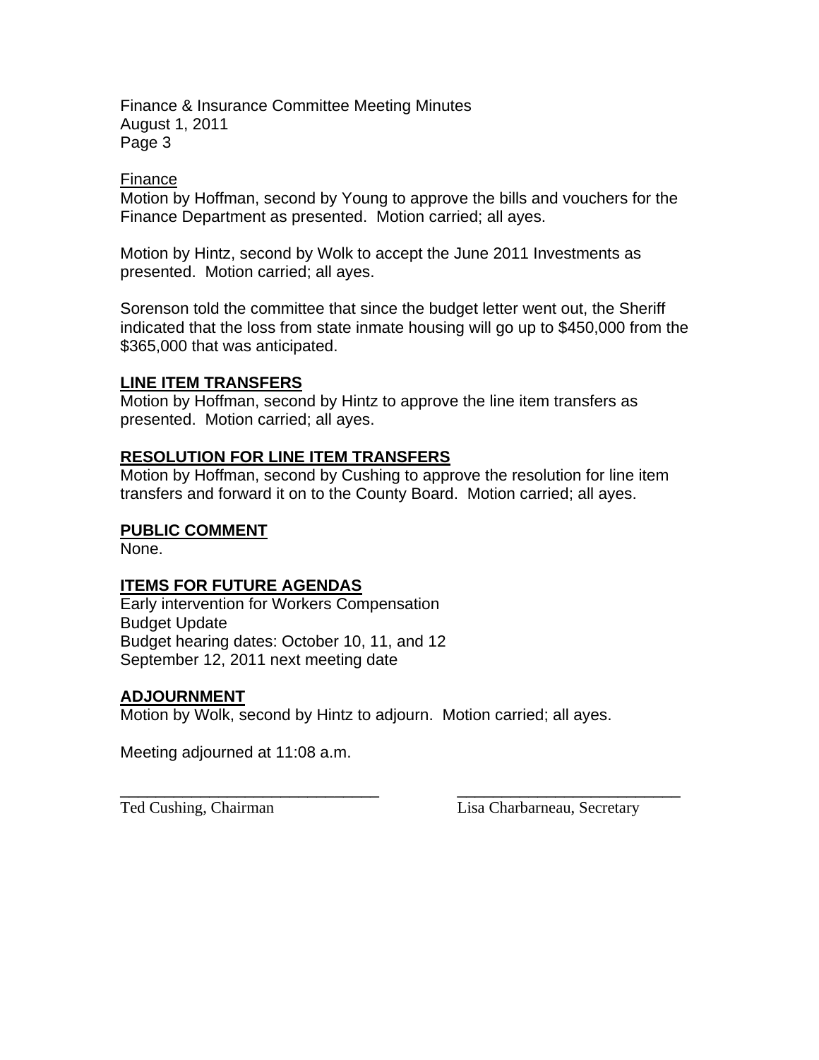Finance

Motion by Hoffman, second by Young to approve the bills and vouchers for the Finance Department as presented. Motion carried; all ayes.

Motion by Hintz, second by Wolk to accept the June 2011 Investments as presented. Motion carried; all ayes.

Sorenson told the committee that since the budget letter went out, the Sheriff indicated that the loss from state inmate housing will go up to $450,000 from the $365,000 that was anticipated.

## LINE ITEM TRANSFERS

Motion by Hoffman, second by Hintz to approve the line item transfers as presented. Motion carried; all ayes.

## RESOLUTION FOR LINE ITEM TRANSFERS

Motion by Hoffman, second by Cushing to approve the resolution for line item transfers and forward it on to the County Board. Motion carried; all ayes.

## PUBLIC COMMENT

None.

## ITEMS FOR FUTURE AGENDAS

Early intervention for Workers Compensation
Budget Update
Budget hearing dates: October 10, 11, and 12
September 12, 2011 next meeting date

## ADJOURNMENT

Motion by Wolk, second by Hintz to adjourn. Motion carried; all ayes.

Meeting adjourned at 11:08 a.m.

_______________________________ Ted Cushing, Chairman

_______________________________ Lisa Charbarneau, Secretary